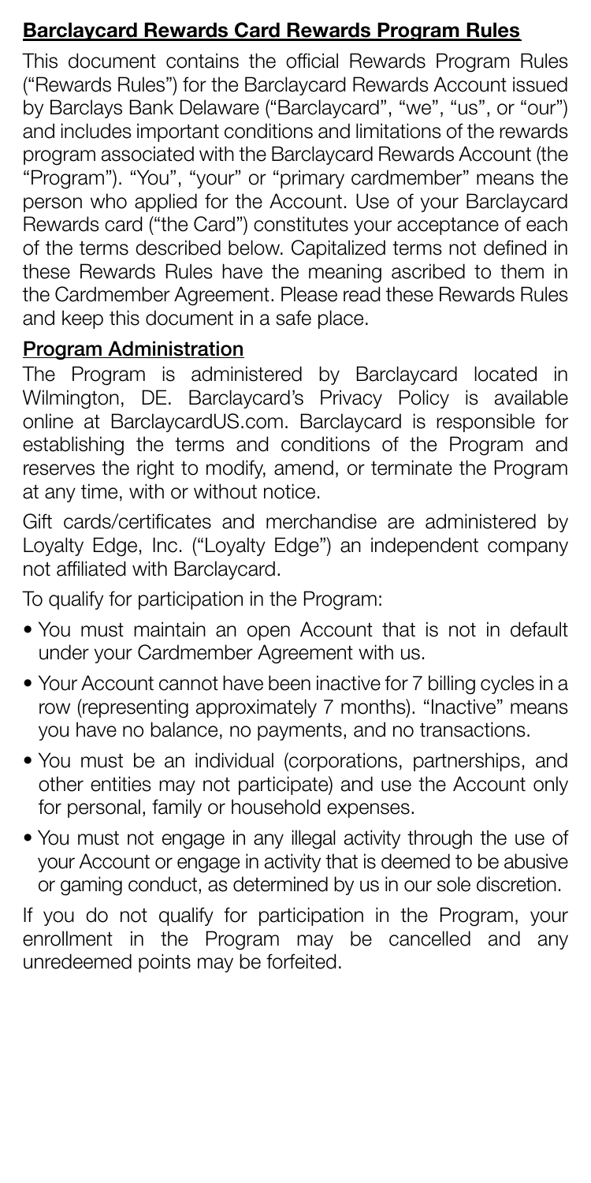## Barclaycard Rewards Card Rewards Program Rules

This document contains the official Rewards Program Rules ("Rewards Rules") for the Barclaycard Rewards Account issued by Barclays Bank Delaware ("Barclaycard", "we", "us", or "our") and includes important conditions and limitations of the rewards program associated with the Barclaycard Rewards Account (the "Program"). "You", "your" or "primary cardmember" means the person who applied for the Account. Use of your Barclaycard Rewards card ("the Card") constitutes your acceptance of each of the terms described below. Capitalized terms not defined in these Rewards Rules have the meaning ascribed to them in the Cardmember Agreement. Please read these Rewards Rules and keep this document in a safe place.

### Program Administration

The Program is administered by Barclaycard located in Wilmington, DE. Barclaycard's Privacy Policy is available online at BarclaycardUS.com. Barclaycard is responsible for establishing the terms and conditions of the Program and reserves the right to modify, amend, or terminate the Program at any time, with or without notice.

Gift cards/certificates and merchandise are administered by Loyalty Edge, Inc. ("Loyalty Edge") an independent company not affiliated with Barclaycard.

To qualify for participation in the Program:

- You must maintain an open Account that is not in default under your Cardmember Agreement with us.
- Your Account cannot have been inactive for 7 billing cycles in a row (representing approximately 7 months). "Inactive" means you have no balance, no payments, and no transactions.
- You must be an individual (corporations, partnerships, and other entities may not participate) and use the Account only for personal, family or household expenses.
- You must not engage in any illegal activity through the use of your Account or engage in activity that is deemed to be abusive or gaming conduct, as determined by us in our sole discretion.

If you do not qualify for participation in the Program, your enrollment in the Program may be cancelled and any unredeemed points may be forfeited.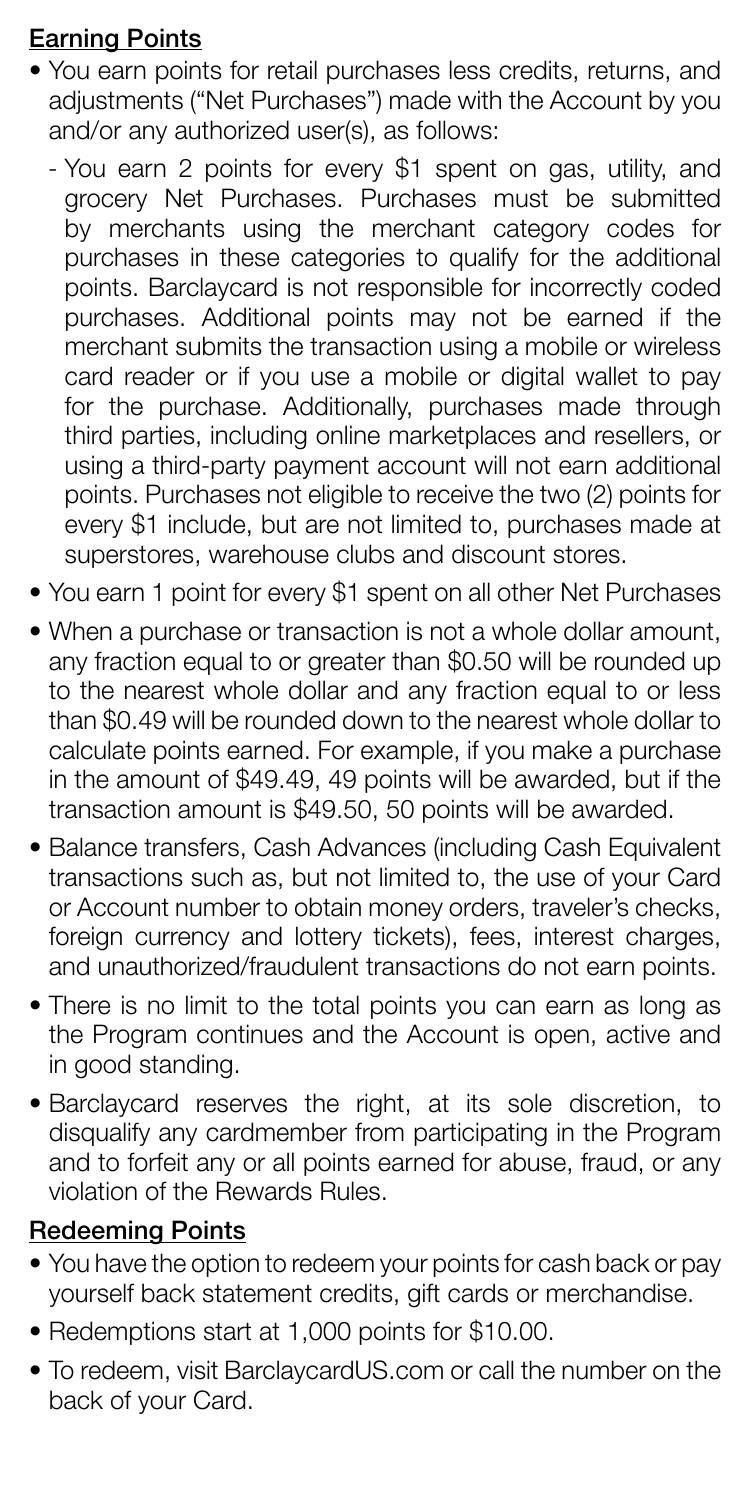## Earning Points

- You earn points for retail purchases less credits, returns, and adjustments ("Net Purchases") made with the Account by you and/or any authorized user(s), as follows:
  - You earn 2 points for every $1 spent on gas, utility, and grocery Net Purchases. Purchases must be submitted by merchants using the merchant category codes for purchases in these categories to qualify for the additional points. Barclaycard is not responsible for incorrectly coded purchases. Additional points may not be earned if the merchant submits the transaction using a mobile or wireless card reader or if you use a mobile or digital wallet to pay for the purchase. Additionally, purchases made through third parties, including online marketplaces and resellers, or using a third-party payment account will not earn additional points. Purchases not eligible to receive the two (2) points for every $1 include, but are not limited to, purchases made at superstores, warehouse clubs and discount stores.
- You earn 1 point for every $1 spent on all other Net Purchases
- When a purchase or transaction is not a whole dollar amount, any fraction equal to or greater than $0.50 will be rounded up to the nearest whole dollar and any fraction equal to or less than $0.49 will be rounded down to the nearest whole dollar to calculate points earned. For example, if you make a purchase in the amount of $49.49, 49 points will be awarded, but if the transaction amount is $49.50, 50 points will be awarded.
- Balance transfers, Cash Advances (including Cash Equivalent transactions such as, but not limited to, the use of your Card or Account number to obtain money orders, traveler's checks, foreign currency and lottery tickets), fees, interest charges, and unauthorized/fraudulent transactions do not earn points.
- There is no limit to the total points you can earn as long as the Program continues and the Account is open, active and in good standing.
- Barclaycard reserves the right, at its sole discretion, to disqualify any cardmember from participating in the Program and to forfeit any or all points earned for abuse, fraud, or any violation of the Rewards Rules.

## Redeeming Points

- You have the option to redeem your points for cash back or pay yourself back statement credits, gift cards or merchandise.
- Redemptions start at 1,000 points for $10.00.
- To redeem, visit BarclaycardUS.com or call the number on the back of your Card.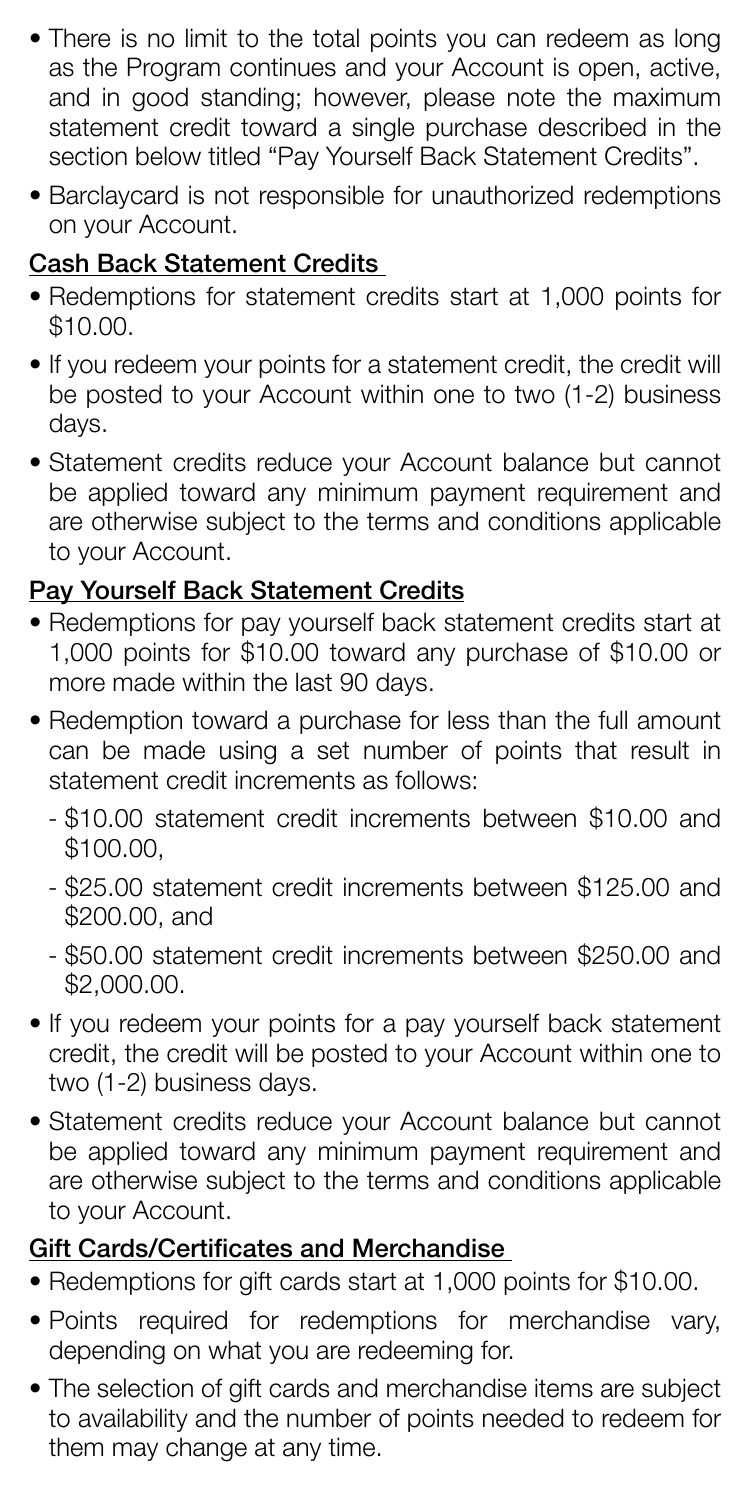- There is no limit to the total points you can redeem as long as the Program continues and your Account is open, active, and in good standing; however, please note the maximum statement credit toward a single purchase described in the section below titled "Pay Yourself Back Statement Credits".
- Barclaycard is not responsible for unauthorized redemptions on your Account.

## Cash Back Statement Credits

- Redemptions for statement credits start at 1,000 points for $10.00.
- If you redeem your points for a statement credit, the credit will be posted to your Account within one to two (1-2) business days.
- Statement credits reduce your Account balance but cannot be applied toward any minimum payment requirement and are otherwise subject to the terms and conditions applicable to your Account.

## Pay Yourself Back Statement Credits

- Redemptions for pay yourself back statement credits start at 1,000 points for $10.00 toward any purchase of $10.00 or more made within the last 90 days.
- Redemption toward a purchase for less than the full amount can be made using a set number of points that result in statement credit increments as follows:
  - $10.00 statement credit increments between $10.00 and $100.00,
  - $25.00 statement credit increments between $125.00 and $200.00, and
  - $50.00 statement credit increments between $250.00 and $2,000.00.
- If you redeem your points for a pay yourself back statement credit, the credit will be posted to your Account within one to two (1-2) business days.
- Statement credits reduce your Account balance but cannot be applied toward any minimum payment requirement and are otherwise subject to the terms and conditions applicable to your Account.

## Gift Cards/Certificates and Merchandise

- Redemptions for gift cards start at 1,000 points for $10.00.
- Points required for redemptions for merchandise vary, depending on what you are redeeming for.
- The selection of gift cards and merchandise items are subject to availability and the number of points needed to redeem for them may change at any time.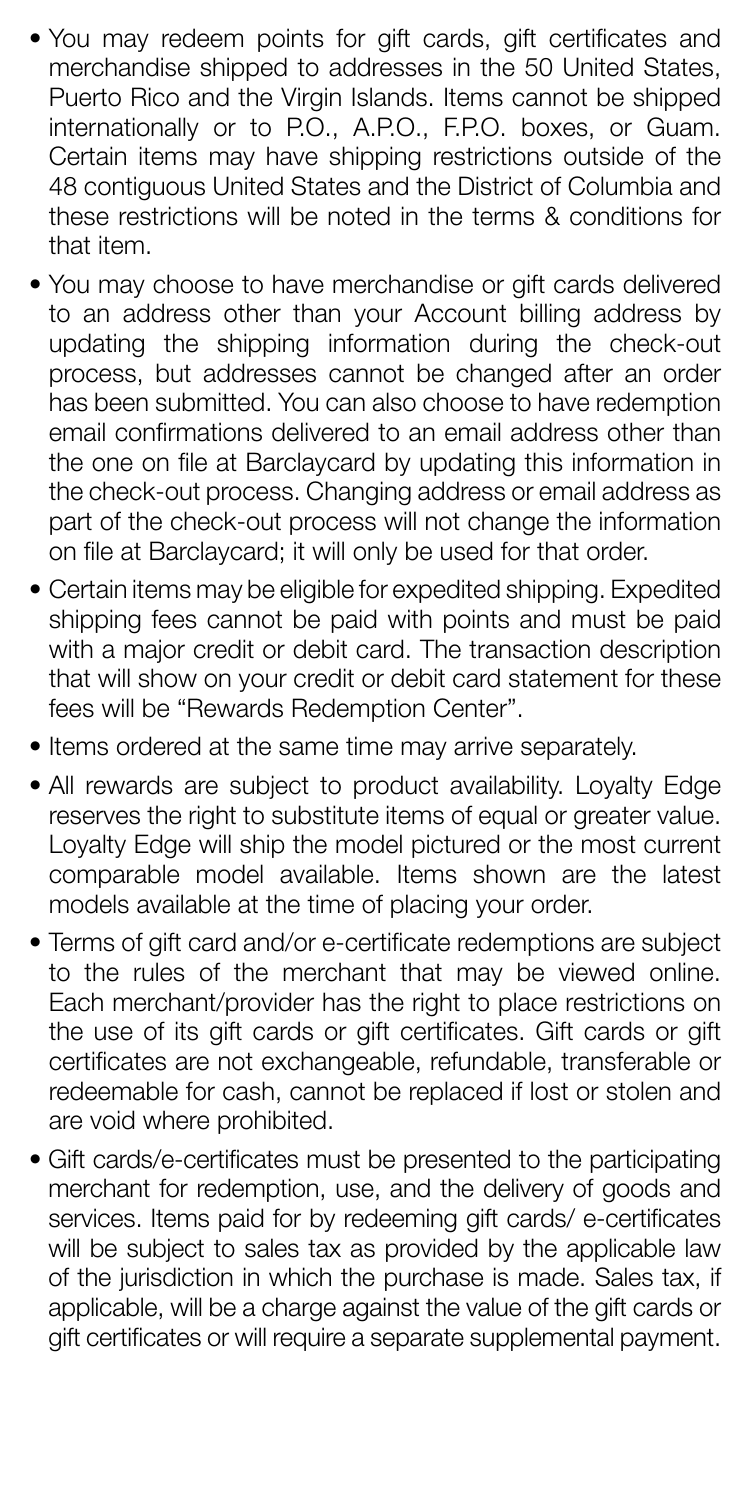- You may redeem points for gift cards, gift certificates and merchandise shipped to addresses in the 50 United States, Puerto Rico and the Virgin Islands. Items cannot be shipped internationally or to P.O., A.P.O., F.P.O. boxes, or Guam. Certain items may have shipping restrictions outside of the 48 contiguous United States and the District of Columbia and these restrictions will be noted in the terms & conditions for that item.
- You may choose to have merchandise or gift cards delivered to an address other than your Account billing address by updating the shipping information during the check-out process, but addresses cannot be changed after an order has been submitted. You can also choose to have redemption email confirmations delivered to an email address other than the one on file at Barclaycard by updating this information in the check-out process. Changing address or email address as part of the check-out process will not change the information on file at Barclaycard; it will only be used for that order.
- Certain items may be eligible for expedited shipping. Expedited shipping fees cannot be paid with points and must be paid with a major credit or debit card. The transaction description that will show on your credit or debit card statement for these fees will be "Rewards Redemption Center".
- Items ordered at the same time may arrive separately.
- All rewards are subject to product availability. Loyalty Edge reserves the right to substitute items of equal or greater value. Loyalty Edge will ship the model pictured or the most current comparable model available. Items shown are the latest models available at the time of placing your order.
- Terms of gift card and/or e-certificate redemptions are subject to the rules of the merchant that may be viewed online. Each merchant/provider has the right to place restrictions on the use of its gift cards or gift certificates. Gift cards or gift certificates are not exchangeable, refundable, transferable or redeemable for cash, cannot be replaced if lost or stolen and are void where prohibited.
- Gift cards/e-certificates must be presented to the participating merchant for redemption, use, and the delivery of goods and services. Items paid for by redeeming gift cards/ e-certificates will be subject to sales tax as provided by the applicable law of the jurisdiction in which the purchase is made. Sales tax, if applicable, will be a charge against the value of the gift cards or gift certificates or will require a separate supplemental payment.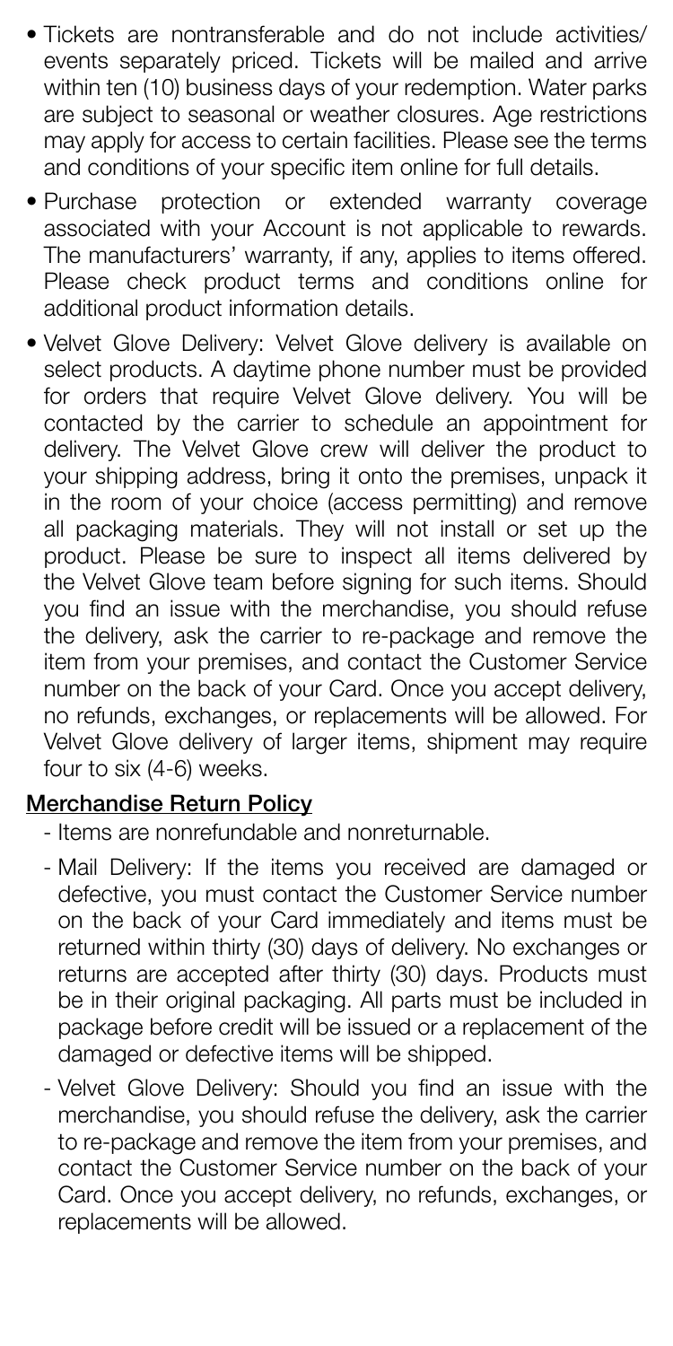- Tickets are nontransferable and do not include activities/events separately priced. Tickets will be mailed and arrive within ten (10) business days of your redemption. Water parks are subject to seasonal or weather closures. Age restrictions may apply for access to certain facilities. Please see the terms and conditions of your specific item online for full details.
- Purchase protection or extended warranty coverage associated with your Account is not applicable to rewards. The manufacturers' warranty, if any, applies to items offered. Please check product terms and conditions online for additional product information details.
- Velvet Glove Delivery: Velvet Glove delivery is available on select products. A daytime phone number must be provided for orders that require Velvet Glove delivery. You will be contacted by the carrier to schedule an appointment for delivery. The Velvet Glove crew will deliver the product to your shipping address, bring it onto the premises, unpack it in the room of your choice (access permitting) and remove all packaging materials. They will not install or set up the product. Please be sure to inspect all items delivered by the Velvet Glove team before signing for such items. Should you find an issue with the merchandise, you should refuse the delivery, ask the carrier to re-package and remove the item from your premises, and contact the Customer Service number on the back of your Card. Once you accept delivery, no refunds, exchanges, or replacements will be allowed. For Velvet Glove delivery of larger items, shipment may require four to six (4-6) weeks.

**Merchandise Return Policy**

- Items are nonrefundable and nonreturnable.
- Mail Delivery: If the items you received are damaged or defective, you must contact the Customer Service number on the back of your Card immediately and items must be returned within thirty (30) days of delivery. No exchanges or returns are accepted after thirty (30) days. Products must be in their original packaging. All parts must be included in package before credit will be issued or a replacement of the damaged or defective items will be shipped.
- Velvet Glove Delivery: Should you find an issue with the merchandise, you should refuse the delivery, ask the carrier to re-package and remove the item from your premises, and contact the Customer Service number on the back of your Card. Once you accept delivery, no refunds, exchanges, or replacements will be allowed.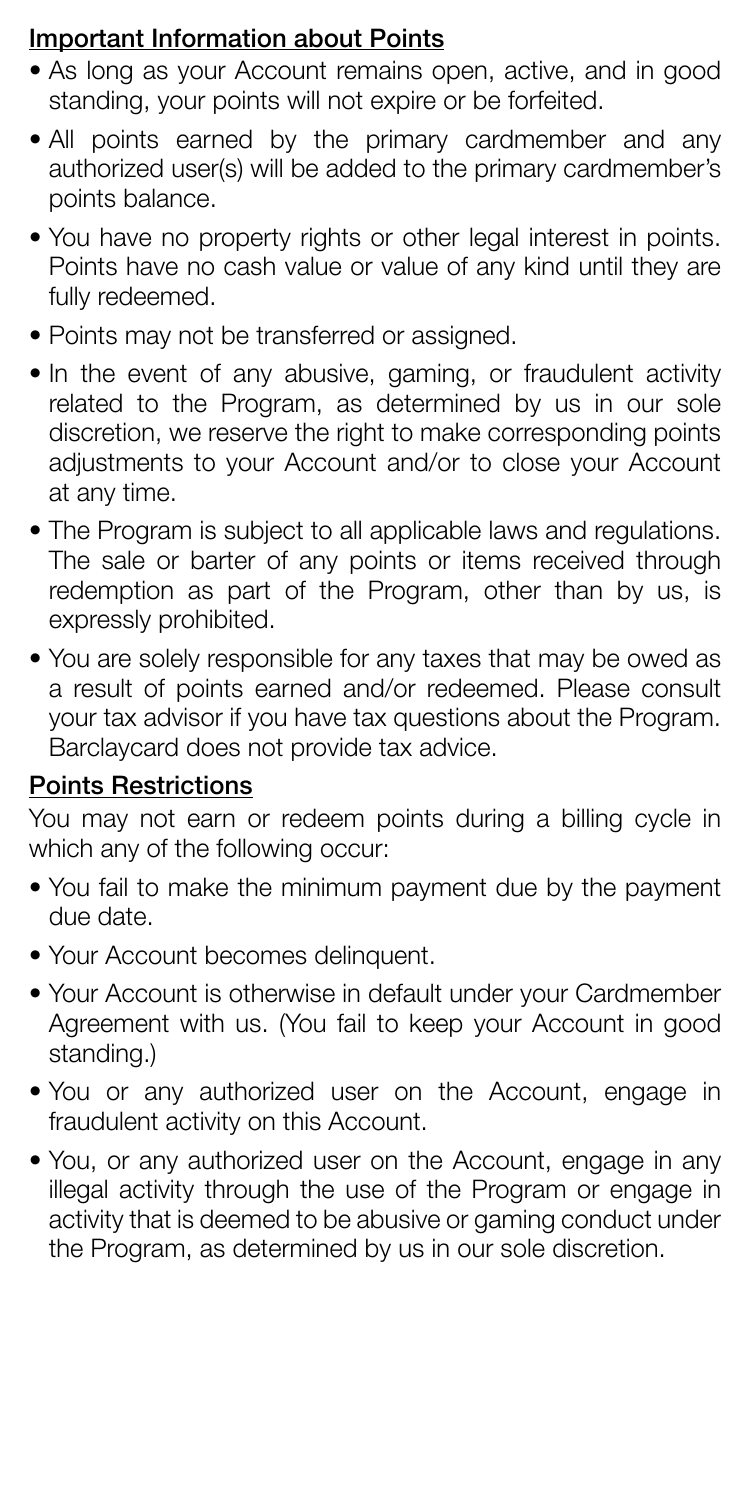## Important Information about Points

- As long as your Account remains open, active, and in good standing, your points will not expire or be forfeited.
- All points earned by the primary cardmember and any authorized user(s) will be added to the primary cardmember's points balance.
- You have no property rights or other legal interest in points. Points have no cash value or value of any kind until they are fully redeemed.
- Points may not be transferred or assigned.
- In the event of any abusive, gaming, or fraudulent activity related to the Program, as determined by us in our sole discretion, we reserve the right to make corresponding points adjustments to your Account and/or to close your Account at any time.
- The Program is subject to all applicable laws and regulations. The sale or barter of any points or items received through redemption as part of the Program, other than by us, is expressly prohibited.
- You are solely responsible for any taxes that may be owed as a result of points earned and/or redeemed. Please consult your tax advisor if you have tax questions about the Program. Barclaycard does not provide tax advice.

## Points Restrictions

You may not earn or redeem points during a billing cycle in which any of the following occur:

- You fail to make the minimum payment due by the payment due date.
- Your Account becomes delinquent.
- Your Account is otherwise in default under your Cardmember Agreement with us. (You fail to keep your Account in good standing.)
- You or any authorized user on the Account, engage in fraudulent activity on this Account.
- You, or any authorized user on the Account, engage in any illegal activity through the use of the Program or engage in activity that is deemed to be abusive or gaming conduct under the Program, as determined by us in our sole discretion.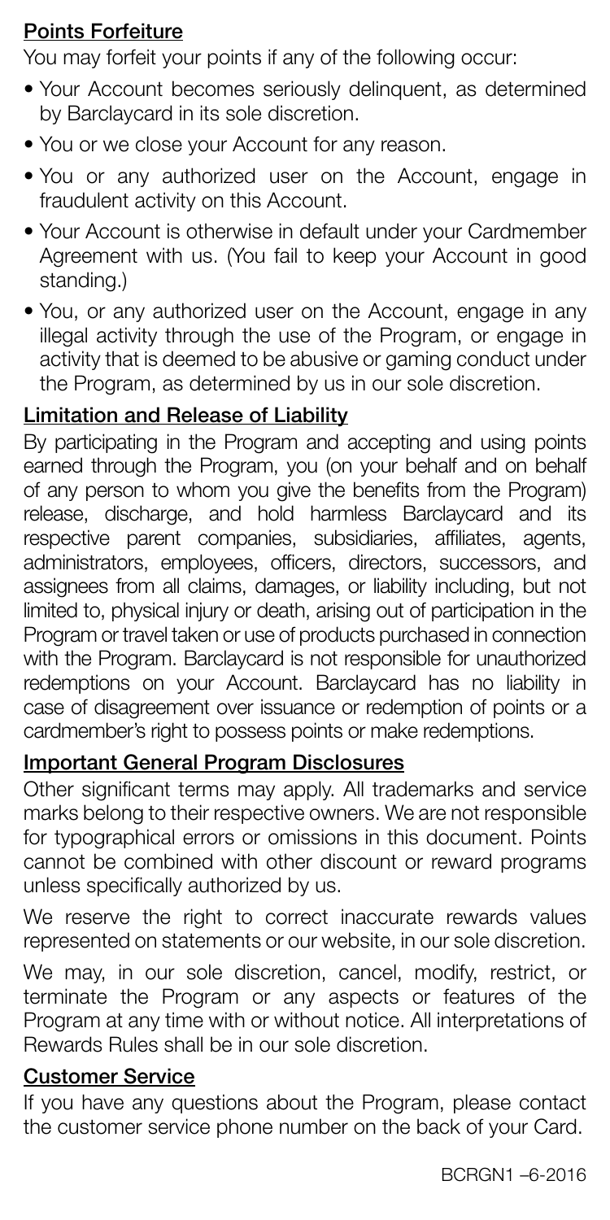**Points Forfeiture**

You may forfeit your points if any of the following occur:

- Your Account becomes seriously delinquent, as determined by Barclaycard in its sole discretion.
- You or we close your Account for any reason.
- You or any authorized user on the Account, engage in fraudulent activity on this Account.
- Your Account is otherwise in default under your Cardmember Agreement with us. (You fail to keep your Account in good standing.)
- You, or any authorized user on the Account, engage in any illegal activity through the use of the Program, or engage in activity that is deemed to be abusive or gaming conduct under the Program, as determined by us in our sole discretion.

**Limitation and Release of Liability**

By participating in the Program and accepting and using points earned through the Program, you (on your behalf and on behalf of any person to whom you give the benefits from the Program) release, discharge, and hold harmless Barclaycard and its respective parent companies, subsidiaries, affiliates, agents, administrators, employees, officers, directors, successors, and assignees from all claims, damages, or liability including, but not limited to, physical injury or death, arising out of participation in the Program or travel taken or use of products purchased in connection with the Program. Barclaycard is not responsible for unauthorized redemptions on your Account. Barclaycard has no liability in case of disagreement over issuance or redemption of points or a cardmember's right to possess points or make redemptions.

**Important General Program Disclosures**

Other significant terms may apply. All trademarks and service marks belong to their respective owners. We are not responsible for typographical errors or omissions in this document. Points cannot be combined with other discount or reward programs unless specifically authorized by us.

We reserve the right to correct inaccurate rewards values represented on statements or our website, in our sole discretion.

We may, in our sole discretion, cancel, modify, restrict, or terminate the Program or any aspects or features of the Program at any time with or without notice. All interpretations of Rewards Rules shall be in our sole discretion.

**Customer Service**

If you have any questions about the Program, please contact the customer service phone number on the back of your Card.

BCRGN1 –6-2016